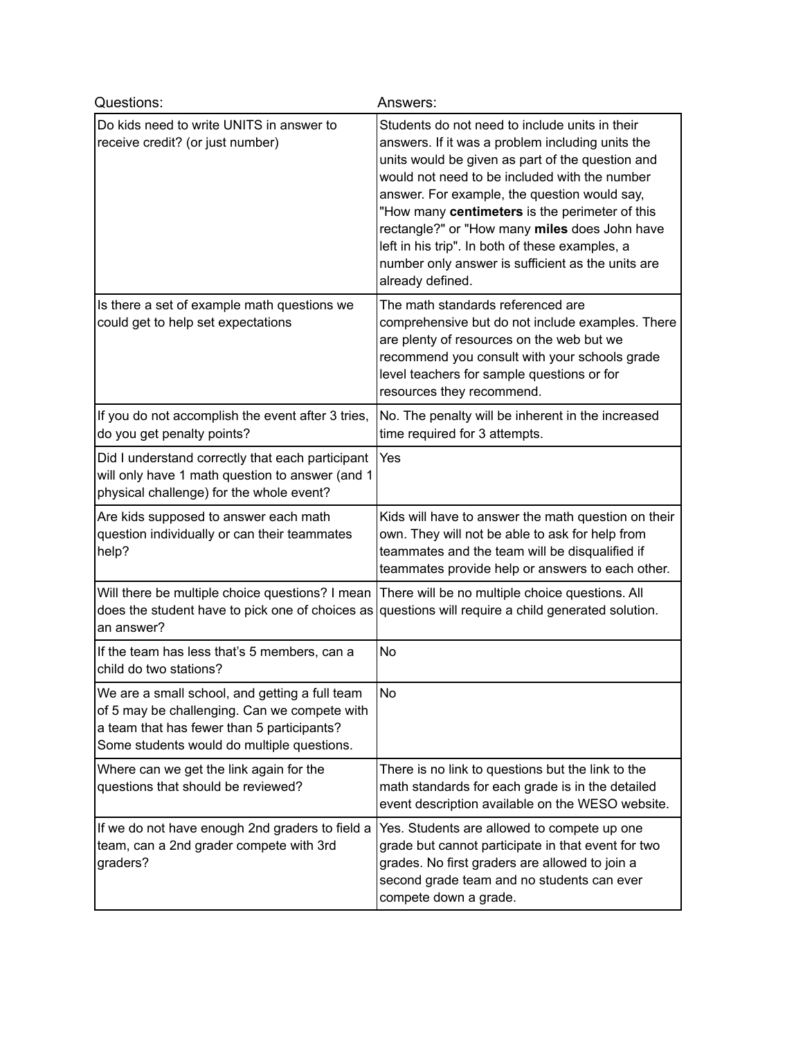| Questions: | Answers: |
| --- | --- |
| Do kids need to write UNITS in answer to receive credit? (or just number) | Students do not need to include units in their answers. If it was a problem including units the units would be given as part of the question and would not need to be included with the number answer. For example, the question would say, "How many **centimeters** is the perimeter of this rectangle?" or "How many **miles** does John have left in his trip". In both of these examples, a number only answer is sufficient as the units are already defined. |
| Is there a set of example math questions we could get to help set expectations | The math standards referenced are comprehensive but do not include examples. There are plenty of resources on the web but we recommend you consult with your schools grade level teachers for sample questions or for resources they recommend. |
| If you do not accomplish the event after 3 tries, do you get penalty points? | No. The penalty will be inherent in the increased time required for 3 attempts. |
| Did I understand correctly that each participant will only have 1 math question to answer (and 1 physical challenge) for the whole event? | Yes |
| Are kids supposed to answer each math question individually or can their teammates help? | Kids will have to answer the math question on their own. They will not be able to ask for help from teammates and the team will be disqualified if teammates provide help or answers to each other. |
| Will there be multiple choice questions? I mean does the student have to pick one of choices as an answer? | There will be no multiple choice questions. All questions will require a child generated solution. |
| If the team has less that's 5 members, can a child do two stations? | No |
| We are a small school, and getting a full team of 5 may be challenging. Can we compete with a team that has fewer than 5 participants? Some students would do multiple questions. | No |
| Where can we get the link again for the questions that should be reviewed? | There is no link to questions but the link to the math standards for each grade is in the detailed event description available on the WESO website. |
| If we do not have enough 2nd graders to field a team, can a 2nd grader compete with 3rd graders? | Yes. Students are allowed to compete up one grade but cannot participate in that event for two grades. No first graders are allowed to join a second grade team and no students can ever compete down a grade. |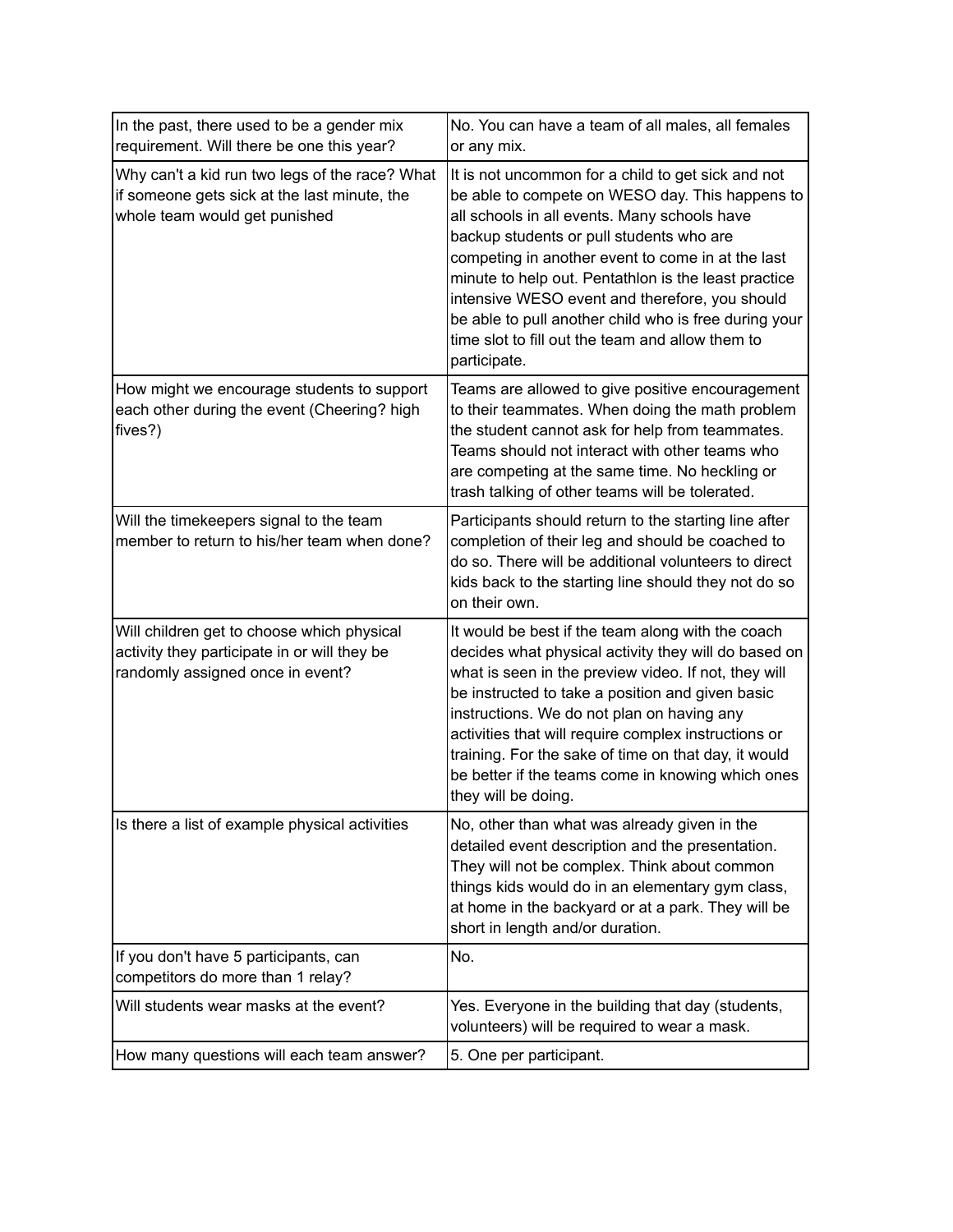| | |
|---|---|
| In the past, there used to be a gender mix requirement. Will there be one this year? | No. You can have a team of all males, all females or any mix. |
| Why can't a kid run two legs of the race? What if someone gets sick at the last minute, the whole team would get punished | It is not uncommon for a child to get sick and not be able to compete on WESO day. This happens to all schools in all events. Many schools have backup students or pull students who are competing in another event to come in at the last minute to help out. Pentathlon is the least practice intensive WESO event and therefore, you should be able to pull another child who is free during your time slot to fill out the team and allow them to participate. |
| How might we encourage students to support each other during the event (Cheering? high fives?) | Teams are allowed to give positive encouragement to their teammates. When doing the math problem the student cannot ask for help from teammates. Teams should not interact with other teams who are competing at the same time. No heckling or trash talking of other teams will be tolerated. |
| Will the timekeepers signal to the team member to return to his/her team when done? | Participants should return to the starting line after completion of their leg and should be coached to do so. There will be additional volunteers to direct kids back to the starting line should they not do so on their own. |
| Will children get to choose which physical activity they participate in or will they be randomly assigned once in event? | It would be best if the team along with the coach decides what physical activity they will do based on what is seen in the preview video. If not, they will be instructed to take a position and given basic instructions. We do not plan on having any activities that will require complex instructions or training. For the sake of time on that day, it would be better if the teams come in knowing which ones they will be doing. |
| Is there a list of example physical activities | No, other than what was already given in the detailed event description and the presentation. They will not be complex. Think about common things kids would do in an elementary gym class, at home in the backyard or at a park. They will be short in length and/or duration. |
| If you don't have 5 participants, can competitors do more than 1 relay? | No. |
| Will students wear masks at the event? | Yes. Everyone in the building that day (students, volunteers) will be required to wear a mask. |
| How many questions will each team answer? | 5. One per participant. |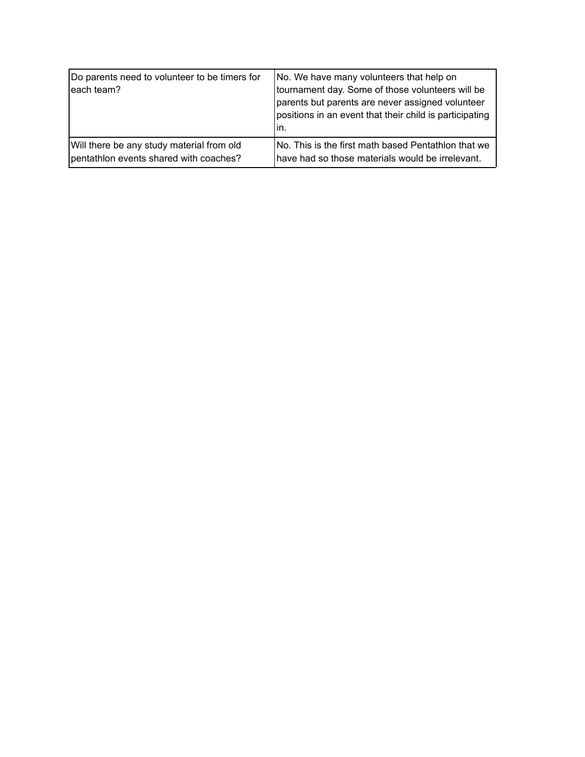| | |
|---|---|
| Do parents need to volunteer to be timers for each team? | No. We have many volunteers that help on tournament day. Some of those volunteers will be parents but parents are never assigned volunteer positions in an event that their child is participating in. |
| Will there be any study material from old pentathlon events shared with coaches? | No. This is the first math based Pentathlon that we have had so those materials would be irrelevant. |